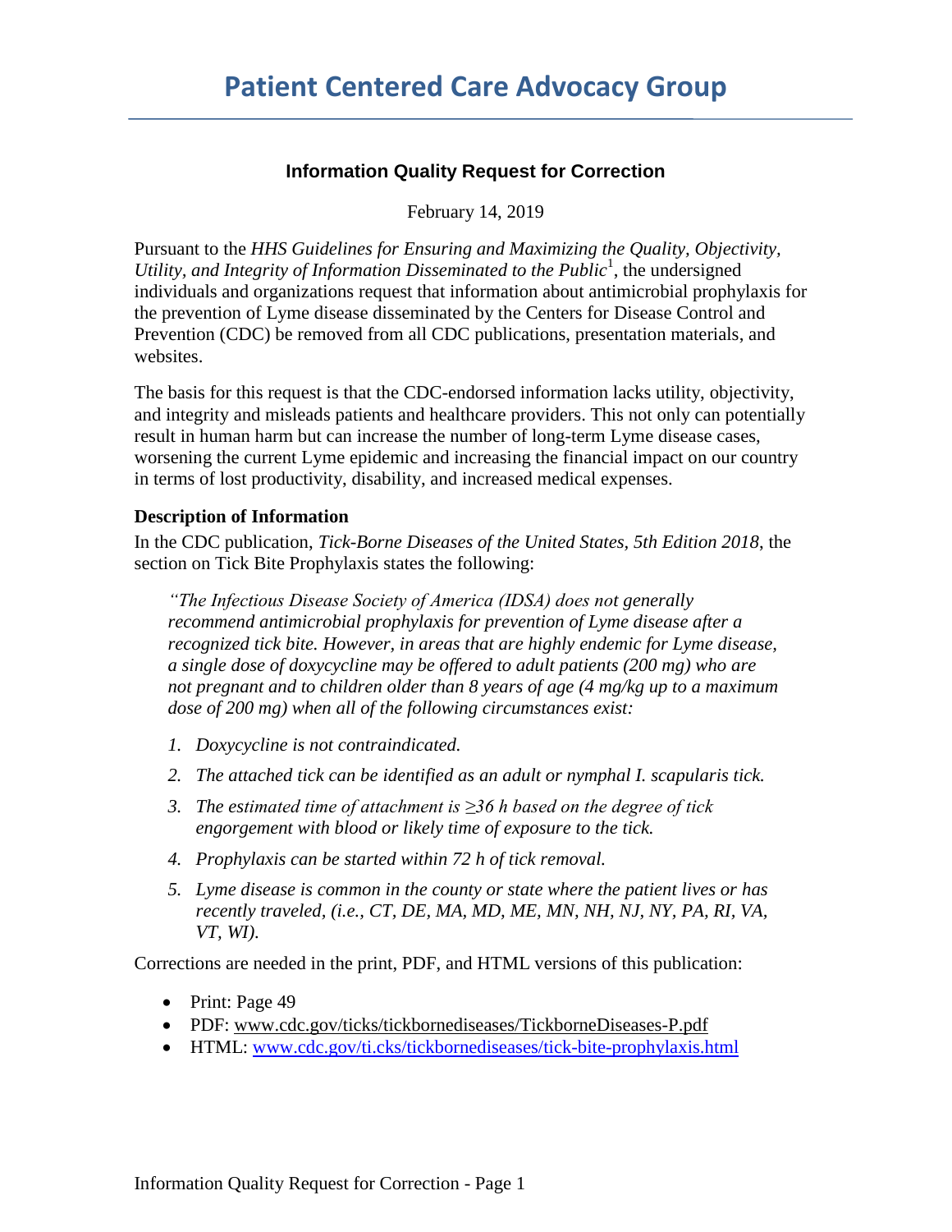# Patient Centered Care Advocacy Group

## Information Quality Request for Correction

February 14, 2019

Pursuant to the *HHS Guidelines for Ensuring and Maximizing the Quality, Objectivity, Utility, and Integrity of Information Disseminated to the Public*[1], the undersigned individuals and organizations request that information about antimicrobial prophylaxis for the prevention of Lyme disease disseminated by the Centers for Disease Control and Prevention (CDC) be removed from all CDC publications, presentation materials, and websites.

The basis for this request is that the CDC-endorsed information lacks utility, objectivity, and integrity and misleads patients and healthcare providers. This not only can potentially result in human harm but can increase the number of long-term Lyme disease cases, worsening the current Lyme epidemic and increasing the financial impact on our country in terms of lost productivity, disability, and increased medical expenses.

**Description of Information**

In the CDC publication, *Tick-Borne Diseases of the United States, 5th Edition 2018*, the section on Tick Bite Prophylaxis states the following:

> *"The Infectious Disease Society of America (IDSA) does not generally recommend antimicrobial prophylaxis for prevention of Lyme disease after a recognized tick bite. However, in areas that are highly endemic for Lyme disease, a single dose of doxycycline may be offered to adult patients (200 mg) who are not pregnant and to children older than 8 years of age (4 mg/kg up to a maximum dose of 200 mg) when all of the following circumstances exist:*
>
> 1. *Doxycycline is not contraindicated.*
> 2. *The attached tick can be identified as an adult or nymphal I. scapularis tick.*
> 3. *The estimated time of attachment is ≥36 h based on the degree of tick engorgement with blood or likely time of exposure to the tick.*
> 4. *Prophylaxis can be started within 72 h of tick removal.*
> 5. *Lyme disease is common in the county or state where the patient lives or has recently traveled, (i.e., CT, DE, MA, MD, ME, MN, NH, NJ, NY, PA, RI, VA, VT, WI).*

Corrections are needed in the print, PDF, and HTML versions of this publication:

- Print: Page 49
- PDF: www.cdc.gov/ticks/tickbornediseases/TickborneDiseases-P.pdf
- HTML: www.cdc.gov/ti.cks/tickbornediseases/tick-bite-prophylaxis.html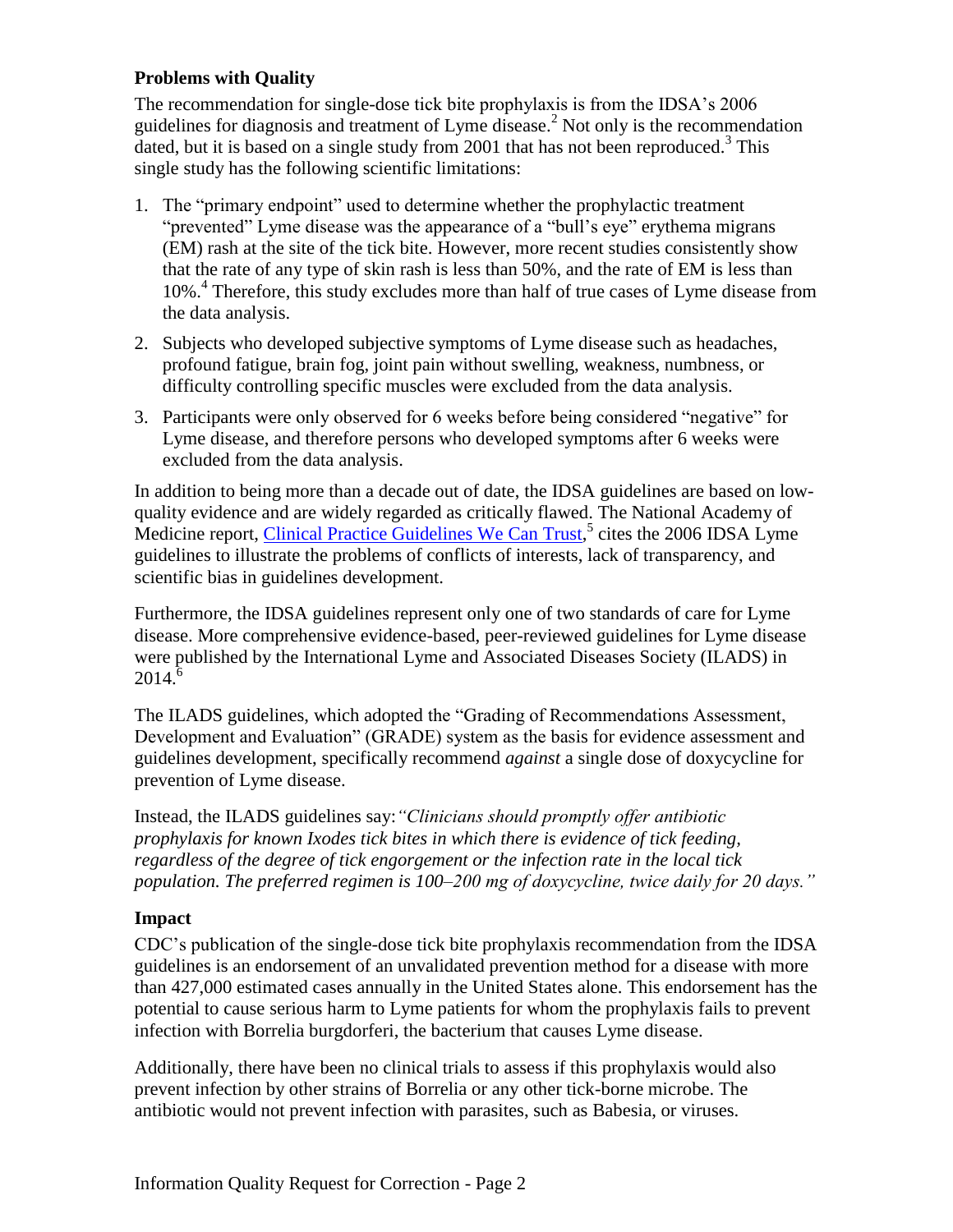### Problems with Quality

The recommendation for single-dose tick bite prophylaxis is from the IDSA's 2006 guidelines for diagnosis and treatment of Lyme disease.[2] Not only is the recommendation dated, but it is based on a single study from 2001 that has not been reproduced.[3] This single study has the following scientific limitations:

1. The "primary endpoint" used to determine whether the prophylactic treatment "prevented" Lyme disease was the appearance of a "bull's eye" erythema migrans (EM) rash at the site of the tick bite. However, more recent studies consistently show that the rate of any type of skin rash is less than 50%, and the rate of EM is less than 10%.[4] Therefore, this study excludes more than half of true cases of Lyme disease from the data analysis.
2. Subjects who developed subjective symptoms of Lyme disease such as headaches, profound fatigue, brain fog, joint pain without swelling, weakness, numbness, or difficulty controlling specific muscles were excluded from the data analysis.
3. Participants were only observed for 6 weeks before being considered "negative" for Lyme disease, and therefore persons who developed symptoms after 6 weeks were excluded from the data analysis.

In addition to being more than a decade out of date, the IDSA guidelines are based on low-quality evidence and are widely regarded as critically flawed. The National Academy of Medicine report, Clinical Practice Guidelines We Can Trust,[5] cites the 2006 IDSA Lyme guidelines to illustrate the problems of conflicts of interests, lack of transparency, and scientific bias in guidelines development.

Furthermore, the IDSA guidelines represent only one of two standards of care for Lyme disease. More comprehensive evidence-based, peer-reviewed guidelines for Lyme disease were published by the International Lyme and Associated Diseases Society (ILADS) in 2014.[6]

The ILADS guidelines, which adopted the "Grading of Recommendations Assessment, Development and Evaluation" (GRADE) system as the basis for evidence assessment and guidelines development, specifically recommend *against* a single dose of doxycycline for prevention of Lyme disease.

Instead, the ILADS guidelines say: *"Clinicians should promptly offer antibiotic prophylaxis for known Ixodes tick bites in which there is evidence of tick feeding, regardless of the degree of tick engorgement or the infection rate in the local tick population. The preferred regimen is 100–200 mg of doxycycline, twice daily for 20 days."*

### Impact

CDC's publication of the single-dose tick bite prophylaxis recommendation from the IDSA guidelines is an endorsement of an unvalidated prevention method for a disease with more than 427,000 estimated cases annually in the United States alone. This endorsement has the potential to cause serious harm to Lyme patients for whom the prophylaxis fails to prevent infection with Borrelia burgdorferi, the bacterium that causes Lyme disease.

Additionally, there have been no clinical trials to assess if this prophylaxis would also prevent infection by other strains of Borrelia or any other tick-borne microbe. The antibiotic would not prevent infection with parasites, such as Babesia, or viruses.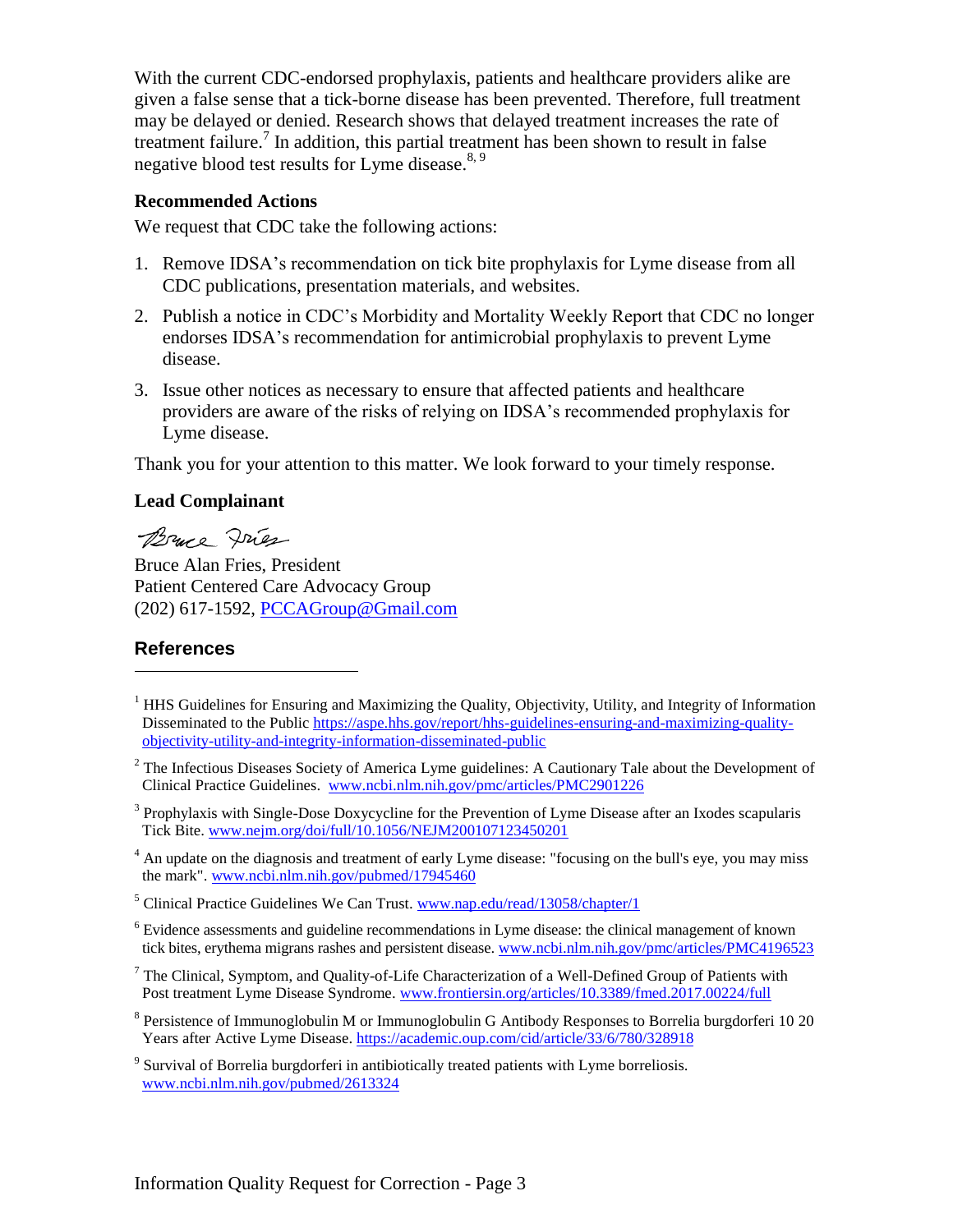With the current CDC-endorsed prophylaxis, patients and healthcare providers alike are given a false sense that a tick-borne disease has been prevented. Therefore, full treatment may be delayed or denied. Research shows that delayed treatment increases the rate of treatment failure.[7] In addition, this partial treatment has been shown to result in false negative blood test results for Lyme disease.[8, 9]

### Recommended Actions

We request that CDC take the following actions:

1. Remove IDSA's recommendation on tick bite prophylaxis for Lyme disease from all CDC publications, presentation materials, and websites.
2. Publish a notice in CDC's Morbidity and Mortality Weekly Report that CDC no longer endorses IDSA's recommendation for antimicrobial prophylaxis to prevent Lyme disease.
3. Issue other notices as necessary to ensure that affected patients and healthcare providers are aware of the risks of relying on IDSA's recommended prophylaxis for Lyme disease.

Thank you for your attention to this matter. We look forward to your timely response.

### Lead Complainant

Bruce Alan Fries, President
Patient Centered Care Advocacy Group
(202) 617-1592, PCCAGroup@Gmail.com

## References

[1] HHS Guidelines for Ensuring and Maximizing the Quality, Objectivity, Utility, and Integrity of Information Disseminated to the Public https://aspe.hhs.gov/report/hhs-guidelines-ensuring-and-maximizing-quality-objectivity-utility-and-integrity-information-disseminated-public

[2] The Infectious Diseases Society of America Lyme guidelines: A Cautionary Tale about the Development of Clinical Practice Guidelines. www.ncbi.nlm.nih.gov/pmc/articles/PMC2901226

[3] Prophylaxis with Single-Dose Doxycycline for the Prevention of Lyme Disease after an Ixodes scapularis Tick Bite. www.nejm.org/doi/full/10.1056/NEJM200107123450201

[4] An update on the diagnosis and treatment of early Lyme disease: "focusing on the bull's eye, you may miss the mark". www.ncbi.nlm.nih.gov/pubmed/17945460

[5] Clinical Practice Guidelines We Can Trust. www.nap.edu/read/13058/chapter/1

[6] Evidence assessments and guideline recommendations in Lyme disease: the clinical management of known tick bites, erythema migrans rashes and persistent disease. www.ncbi.nlm.nih.gov/pmc/articles/PMC4196523

[7] The Clinical, Symptom, and Quality-of-Life Characterization of a Well-Defined Group of Patients with Post treatment Lyme Disease Syndrome. www.frontiersin.org/articles/10.3389/fmed.2017.00224/full

[8] Persistence of Immunoglobulin M or Immunoglobulin G Antibody Responses to Borrelia burgdorferi 10 20 Years after Active Lyme Disease. https://academic.oup.com/cid/article/33/6/780/328918

[9] Survival of Borrelia burgdorferi in antibiotically treated patients with Lyme borreliosis. www.ncbi.nlm.nih.gov/pubmed/2613324